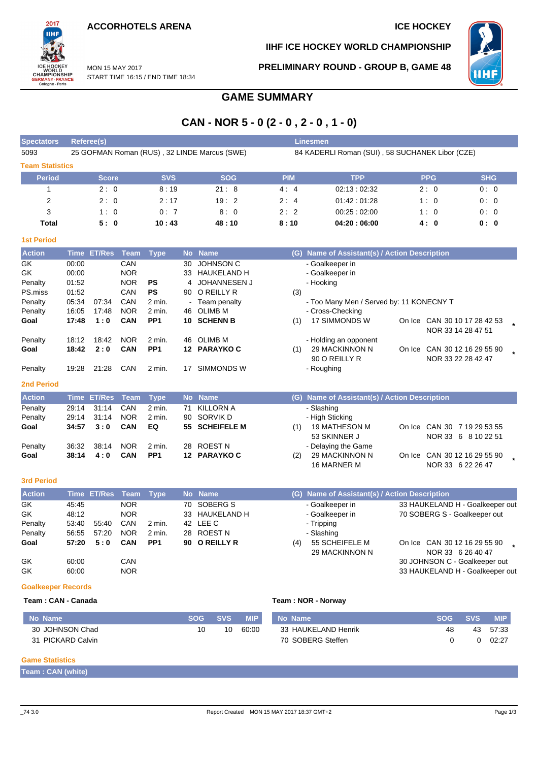**ACCORHOTELS ARENA**

**ICE HOCKEY**

**IIHF ICE HOCKEY WORLD CHAMPIONSHIP**

MON 15 MAY 2017
START TIME 16:15 / END TIME 18:34

**PRELIMINARY ROUND - GROUP B, GAME 48**

# GAME SUMMARY

# CAN - NOR 5 - 0 (2 - 0 , 2 - 0 , 1 - 0)

| Spectators | Referee(s) | Linesmen |
|---|---|---|
| 5093 | 25 GOFMAN Roman (RUS) , 32 LINDE Marcus (SWE) | 84 KADERLI Roman (SUI) , 58 SUCHANEK Libor (CZE) |

## Team Statistics

| Period | Score | SVS | SOG | PIM | TPP | PPG | SHG |
|---|---|---|---|---|---|---|---|
| 1 | 2 : 0 | 8 : 19 | 21 : 8 | 4 : 4 | 02:13 : 02:32 | 2 : 0 | 0 : 0 |
| 2 | 2 : 0 | 2 : 17 | 19 : 2 | 2 : 4 | 01:42 : 01:28 | 1 : 0 | 0 : 0 |
| 3 | 1 : 0 | 0 : 7 | 8 : 0 | 2 : 2 | 00:25 : 02:00 | 1 : 0 | 0 : 0 |
| **Total** | **5 : 0** | **10 : 43** | **48 : 10** | **8 : 10** | **04:20 : 06:00** | **4 : 0** | **0 : 0** |

## 1st Period

| Action | Time | ET/Res | Team | Type | No | Name | (G) | Name of Assistant(s) / Action Description | | |
|---|---|---|---|---|---|---|---|---|---|---|
| GK | 00:00 | | CAN | | 30 | JOHNSON C | | - Goalkeeper in | | |
| GK | 00:00 | | NOR | | 33 | HAUKELAND H | | - Goalkeeper in | | |
| Penalty | 01:52 | | NOR | PS | 4 | JOHANNESEN J | | - Hooking | | |
| PS.miss | 01:52 | | CAN | PS | 90 | O REILLY R | (3) | | | |
| Penalty | 05:34 | 07:34 | CAN | 2 min. | - | Team penalty | | - Too Many Men / Served by: 11 KONECNY T | | |
| Penalty | 16:05 | 17:48 | NOR | 2 min. | 46 | OLIMB M | | - Cross-Checking | | |
| **Goal** | **17:48** | **1 : 0** | **CAN** | **PP1** | **10** | **SCHENN B** | (1) | 17 SIMMONDS W | On Ice CAN 30 10 17 28 42 53 NOR 33 14 28 47 51 | * |
| Penalty | 18:12 | 18:42 | NOR | 2 min. | 46 | OLIMB M | | - Holding an opponent | | |
| **Goal** | **18:42** | **2 : 0** | **CAN** | **PP1** | **12** | **PARAYKO C** | (1) | 29 MACKINNON N 90 O REILLY R | On Ice CAN 30 12 16 29 55 90 NOR 33 22 28 42 47 | * |
| Penalty | 19:28 | 21:28 | CAN | 2 min. | 17 | SIMMONDS W | | - Roughing | | |

## 2nd Period

| Action | Time | ET/Res | Team | Type | No | Name | (G) | Name of Assistant(s) / Action Description | | |
|---|---|---|---|---|---|---|---|---|---|---|
| Penalty | 29:14 | 31:14 | CAN | 2 min. | 71 | KILLORN A | | - Slashing | | |
| Penalty | 29:14 | 31:14 | NOR | 2 min. | 90 | SORVIK D | | - High Sticking | | |
| **Goal** | **34:57** | **3 : 0** | **CAN** | **EQ** | **55** | **SCHEIFELE M** | (1) | 19 MATHESON M 53 SKINNER J | On Ice CAN 30 7 19 29 53 55 NOR 33 6 8 10 22 51 | |
| Penalty | 36:32 | 38:14 | NOR | 2 min. | 28 | ROEST N | | - Delaying the Game | | |
| **Goal** | **38:14** | **4 : 0** | **CAN** | **PP1** | **12** | **PARAYKO C** | (2) | 29 MACKINNON N 16 MARNER M | On Ice CAN 30 12 16 29 55 90 NOR 33 6 22 26 47 | * |

## 3rd Period

| Action | Time | ET/Res | Team | Type | No | Name | (G) | Name of Assistant(s) / Action Description | | |
|---|---|---|---|---|---|---|---|---|---|---|
| GK | 45:45 | | NOR | | 70 | SOBERG S | | - Goalkeeper in | 33 HAUKELAND H - Goalkeeper out | |
| GK | 48:12 | | NOR | | 33 | HAUKELAND H | | - Goalkeeper in | 70 SOBERG S - Goalkeeper out | |
| Penalty | 53:40 | 55:40 | CAN | 2 min. | 42 | LEE C | | - Tripping | | |
| Penalty | 56:55 | 57:20 | NOR | 2 min. | 28 | ROEST N | | - Slashing | | |
| **Goal** | **57:20** | **5 : 0** | **CAN** | **PP1** | **90** | **O REILLY R** | (4) | 55 SCHEIFELE M 29 MACKINNON N | On Ice CAN 30 12 16 29 55 90 NOR 33 6 26 40 47 | * |
| GK | 60:00 | | CAN | | | | | | 30 JOHNSON C - Goalkeeper out | |
| GK | 60:00 | | NOR | | | | | | 33 HAUKELAND H - Goalkeeper out | |

## Goalkeeper Records

**Team : CAN - Canada**

| No | Name | SOG | SVS | MIP |
|---|---|---|---|---|
| 30 | JOHNSON Chad | 10 | 10 | 60:00 |
| 31 | PICKARD Calvin | | | |

**Team : NOR - Norway**

| No | Name | SOG | SVS | MIP |
|---|---|---|---|---|
| 33 | HAUKELAND Henrik | 48 | 43 | 57:33 |
| 70 | SOBERG Steffen | 0 | 0 | 02:27 |

## Game Statistics

**Team : CAN (white)**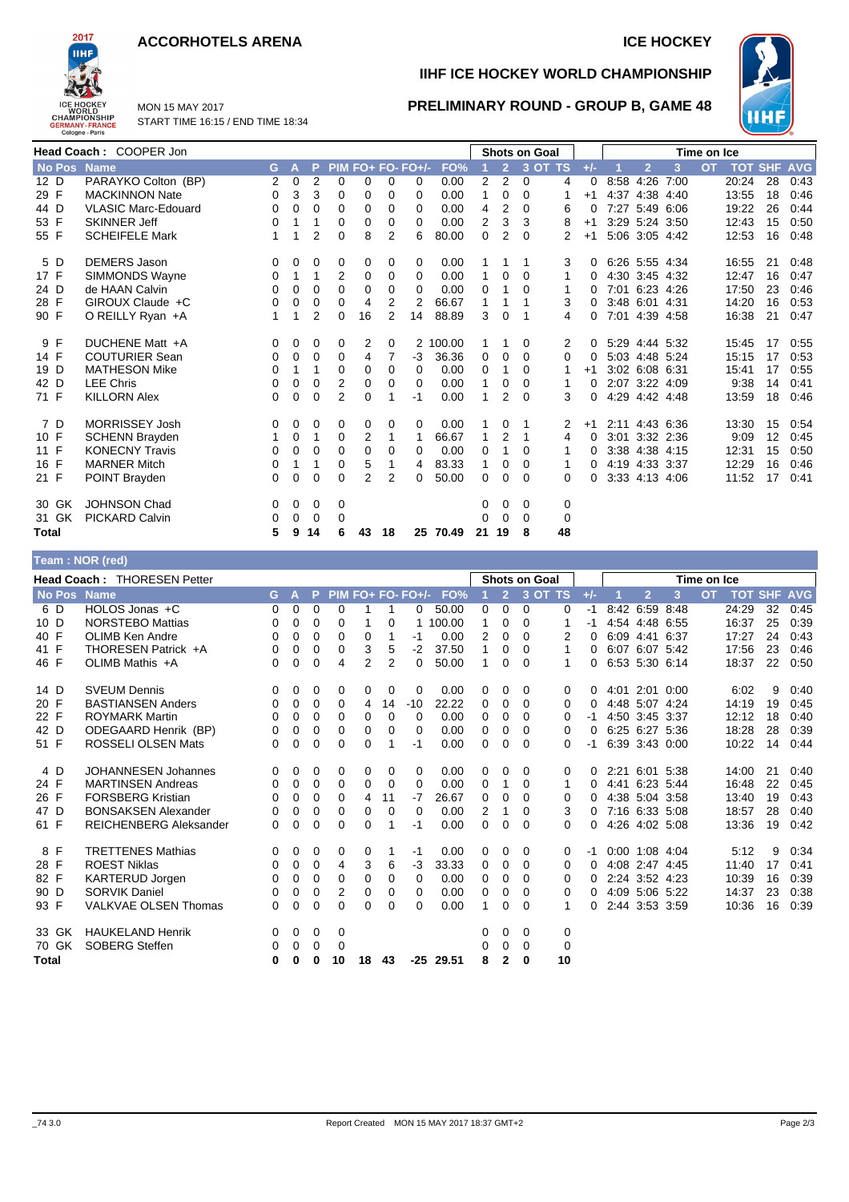# ACCORHOTELS ARENA

ICE HOCKEY

## IIHF ICE HOCKEY WORLD CHAMPIONSHIP

MON 15 MAY 2017
START TIME 16:15 / END TIME 18:34

## PRELIMINARY ROUND - GROUP B, GAME 48

**Head Coach :** COOPER Jon

| No | Pos | Name | G | A | P | PIM | FO+ | FO- | FO+/- | FO% | Shots on Goal 1 | 2 | 3 | OT | TS | +/- | Time on Ice 1 | 2 | 3 | OT | TOT | SHF | AVG |
|---|---|---|---|---|---|---|---|---|---|---|---|---|---|---|---|---|---|---|---|---|---|---|---|
| 12 | D | PARAYKO Colton (BP) | 2 | 0 | 2 | 0 | 0 | 0 | 0 | 0.00 | 2 | 2 | 0 | | 4 | 0 | 8:58 | 4:26 | 7:00 | | 20:24 | 28 | 0:43 |
| 29 | F | MACKINNON Nate | 0 | 3 | 3 | 0 | 0 | 0 | 0 | 0.00 | 1 | 0 | 0 | | 1 | +1 | 4:37 | 4:38 | 4:40 | | 13:55 | 18 | 0:46 |
| 44 | D | VLASIC Marc-Edouard | 0 | 0 | 0 | 0 | 0 | 0 | 0 | 0.00 | 4 | 2 | 0 | | 6 | 0 | 7:27 | 5:49 | 6:06 | | 19:22 | 26 | 0:44 |
| 53 | F | SKINNER Jeff | 0 | 1 | 1 | 0 | 0 | 0 | 0 | 0.00 | 2 | 3 | 3 | | 8 | +1 | 3:29 | 5:24 | 3:50 | | 12:43 | 15 | 0:50 |
| 55 | F | SCHEIFELE Mark | 1 | 1 | 2 | 0 | 8 | 2 | 6 | 80.00 | 0 | 2 | 0 | | 2 | +1 | 5:06 | 3:05 | 4:42 | | 12:53 | 16 | 0:48 |
| 5 | D | DEMERS Jason | 0 | 0 | 0 | 0 | 0 | 0 | 0 | 0.00 | 1 | 1 | 1 | | 3 | 0 | 6:26 | 5:55 | 4:34 | | 16:55 | 21 | 0:48 |
| 17 | F | SIMMONDS Wayne | 0 | 1 | 1 | 2 | 0 | 0 | 0 | 0.00 | 1 | 0 | 0 | | 1 | 0 | 4:30 | 3:45 | 4:32 | | 12:47 | 16 | 0:47 |
| 24 | D | de HAAN Calvin | 0 | 0 | 0 | 0 | 0 | 0 | 0 | 0.00 | 0 | 1 | 0 | | 1 | 0 | 7:01 | 6:23 | 4:26 | | 17:50 | 23 | 0:46 |
| 28 | F | GIROUX Claude +C | 0 | 0 | 0 | 0 | 4 | 2 | 2 | 66.67 | 1 | 1 | 1 | | 3 | 0 | 3:48 | 6:01 | 4:31 | | 14:20 | 16 | 0:53 |
| 90 | F | O REILLY Ryan +A | 1 | 1 | 2 | 0 | 16 | 2 | 14 | 88.89 | 3 | 0 | 1 | | 4 | 0 | 7:01 | 4:39 | 4:58 | | 16:38 | 21 | 0:47 |
| 9 | F | DUCHENE Matt +A | 0 | 0 | 0 | 0 | 2 | 0 | 2 | 100.00 | 1 | 1 | 0 | | 2 | 0 | 5:29 | 4:44 | 5:32 | | 15:45 | 17 | 0:55 |
| 14 | F | COUTURIER Sean | 0 | 0 | 0 | 0 | 4 | 7 | -3 | 36.36 | 0 | 0 | 0 | | 0 | 0 | 5:03 | 4:48 | 5:24 | | 15:15 | 17 | 0:53 |
| 19 | D | MATHESON Mike | 0 | 1 | 1 | 0 | 0 | 0 | 0 | 0.00 | 0 | 1 | 0 | | 1 | +1 | 3:02 | 6:08 | 6:31 | | 15:41 | 17 | 0:55 |
| 42 | D | LEE Chris | 0 | 0 | 0 | 2 | 0 | 0 | 0 | 0.00 | 1 | 0 | 0 | | 1 | 0 | 2:07 | 3:22 | 4:09 | | 9:38 | 14 | 0:41 |
| 71 | F | KILLORN Alex | 0 | 0 | 0 | 2 | 0 | 1 | -1 | 0.00 | 1 | 2 | 0 | | 3 | 0 | 4:29 | 4:42 | 4:48 | | 13:59 | 18 | 0:46 |
| 7 | D | MORRISSEY Josh | 0 | 0 | 0 | 0 | 0 | 0 | 0 | 0.00 | 1 | 0 | 1 | | 2 | +1 | 2:11 | 4:43 | 6:36 | | 13:30 | 15 | 0:54 |
| 10 | F | SCHENN Brayden | 1 | 0 | 1 | 0 | 2 | 1 | 1 | 66.67 | 1 | 2 | 1 | | 4 | 0 | 3:01 | 3:32 | 2:36 | | 9:09 | 12 | 0:45 |
| 11 | F | KONECNY Travis | 0 | 0 | 0 | 0 | 0 | 0 | 0 | 0.00 | 0 | 1 | 0 | | 1 | 0 | 3:38 | 4:38 | 4:15 | | 12:31 | 15 | 0:50 |
| 16 | F | MARNER Mitch | 0 | 1 | 1 | 0 | 5 | 1 | 4 | 83.33 | 1 | 0 | 0 | | 1 | 0 | 4:19 | 4:33 | 3:37 | | 12:29 | 16 | 0:46 |
| 21 | F | POINT Brayden | 0 | 0 | 0 | 0 | 2 | 2 | 0 | 50.00 | 0 | 0 | 0 | | 0 | 0 | 3:33 | 4:13 | 4:06 | | 11:52 | 17 | 0:41 |
| 30 | GK | JOHNSON Chad | 0 | 0 | 0 | 0 | | | | | 0 | 0 | 0 | | 0 | | | | | | | | |
| 31 | GK | PICKARD Calvin | 0 | 0 | 0 | 0 | | | | | 0 | 0 | 0 | | 0 | | | | | | | | |
| **Total** | | | **5** | **9** | **14** | **6** | **43** | **18** | **25** | **70.49** | **21** | **19** | **8** | | **48** | | | | | | | | |

## Team : NOR (red)

**Head Coach :** THORESEN Petter

| No | Pos | Name | G | A | P | PIM | FO+ | FO- | FO+/- | FO% | Shots on Goal 1 | 2 | 3 | OT | TS | +/- | Time on Ice 1 | 2 | 3 | OT | TOT | SHF | AVG |
|---|---|---|---|---|---|---|---|---|---|---|---|---|---|---|---|---|---|---|---|---|---|---|---|
| 6 | D | HOLOS Jonas +C | 0 | 0 | 0 | 0 | 1 | 1 | 0 | 50.00 | 0 | 0 | 0 | | 0 | -1 | 8:42 | 6:59 | 8:48 | | 24:29 | 32 | 0:45 |
| 10 | D | NORSTEBO Mattias | 0 | 0 | 0 | 0 | 1 | 0 | 1 | 100.00 | 1 | 0 | 0 | | 1 | -1 | 4:54 | 4:48 | 6:55 | | 16:37 | 25 | 0:39 |
| 40 | F | OLIMB Ken Andre | 0 | 0 | 0 | 0 | 0 | 1 | -1 | 0.00 | 2 | 0 | 0 | | 2 | 0 | 6:09 | 4:41 | 6:37 | | 17:27 | 24 | 0:43 |
| 41 | F | THORESEN Patrick +A | 0 | 0 | 0 | 0 | 3 | 5 | -2 | 37.50 | 1 | 0 | 0 | | 1 | 0 | 6:07 | 6:07 | 5:42 | | 17:56 | 23 | 0:46 |
| 46 | F | OLIMB Mathis +A | 0 | 0 | 0 | 4 | 2 | 2 | 0 | 50.00 | 1 | 0 | 0 | | 1 | 0 | 6:53 | 5:30 | 6:14 | | 18:37 | 22 | 0:50 |
| 14 | D | SVEUM Dennis | 0 | 0 | 0 | 0 | 0 | 0 | 0 | 0.00 | 0 | 0 | 0 | | 0 | 0 | 4:01 | 2:01 | 0:00 | | 6:02 | 9 | 0:40 |
| 20 | F | BASTIANSEN Anders | 0 | 0 | 0 | 0 | 4 | 14 | -10 | 22.22 | 0 | 0 | 0 | | 0 | 0 | 4:48 | 5:07 | 4:24 | | 14:19 | 19 | 0:45 |
| 22 | F | ROYMARK Martin | 0 | 0 | 0 | 0 | 0 | 0 | 0 | 0.00 | 0 | 0 | 0 | | 0 | -1 | 4:50 | 3:45 | 3:37 | | 12:12 | 18 | 0:40 |
| 42 | D | ODEGAARD Henrik (BP) | 0 | 0 | 0 | 0 | 0 | 0 | 0 | 0.00 | 0 | 0 | 0 | | 0 | 0 | 6:25 | 6:27 | 5:36 | | 18:28 | 28 | 0:39 |
| 51 | F | ROSSELI OLSEN Mats | 0 | 0 | 0 | 0 | 0 | 1 | -1 | 0.00 | 0 | 0 | 0 | | 0 | -1 | 6:39 | 3:43 | 0:00 | | 10:22 | 14 | 0:44 |
| 4 | D | JOHANNESEN Johannes | 0 | 0 | 0 | 0 | 0 | 0 | 0 | 0.00 | 0 | 0 | 0 | | 0 | 0 | 2:21 | 6:01 | 5:38 | | 14:00 | 21 | 0:40 |
| 24 | F | MARTINSEN Andreas | 0 | 0 | 0 | 0 | 0 | 0 | 0 | 0.00 | 0 | 1 | 0 | | 1 | 0 | 4:41 | 6:23 | 5:44 | | 16:48 | 22 | 0:45 |
| 26 | F | FORSBERG Kristian | 0 | 0 | 0 | 0 | 4 | 11 | -7 | 26.67 | 0 | 0 | 0 | | 0 | 0 | 4:38 | 5:04 | 3:58 | | 13:40 | 19 | 0:43 |
| 47 | D | BONSAKSEN Alexander | 0 | 0 | 0 | 0 | 0 | 0 | 0 | 0.00 | 2 | 1 | 0 | | 3 | 0 | 7:16 | 6:33 | 5:08 | | 18:57 | 28 | 0:40 |
| 61 | F | REICHENBERG Aleksander | 0 | 0 | 0 | 0 | 0 | 1 | -1 | 0.00 | 0 | 0 | 0 | | 0 | 0 | 4:26 | 4:02 | 5:08 | | 13:36 | 19 | 0:42 |
| 8 | F | TRETTENES Mathias | 0 | 0 | 0 | 0 | 0 | 1 | -1 | 0.00 | 0 | 0 | 0 | | 0 | -1 | 0:00 | 1:08 | 4:04 | | 5:12 | 9 | 0:34 |
| 28 | F | ROEST Niklas | 0 | 0 | 0 | 4 | 3 | 6 | -3 | 33.33 | 0 | 0 | 0 | | 0 | 0 | 4:08 | 2:47 | 4:45 | | 11:40 | 17 | 0:41 |
| 82 | F | KARTERUD Jorgen | 0 | 0 | 0 | 0 | 0 | 0 | 0 | 0.00 | 0 | 0 | 0 | | 0 | 0 | 2:24 | 3:52 | 4:23 | | 10:39 | 16 | 0:39 |
| 90 | D | SORVIK Daniel | 0 | 0 | 0 | 2 | 0 | 0 | 0 | 0.00 | 0 | 0 | 0 | | 0 | 0 | 4:09 | 5:06 | 5:22 | | 14:37 | 23 | 0:38 |
| 93 | F | VALKVAE OLSEN Thomas | 0 | 0 | 0 | 0 | 0 | 0 | 0 | 0.00 | 1 | 0 | 0 | | 1 | 0 | 2:44 | 3:53 | 3:59 | | 10:36 | 16 | 0:39 |
| 33 | GK | HAUKELAND Henrik | 0 | 0 | 0 | 0 | | | | | 0 | 0 | 0 | | 0 | | | | | | | | |
| 70 | GK | SOBERG Steffen | 0 | 0 | 0 | 0 | | | | | 0 | 0 | 0 | | 0 | | | | | | | | |
| **Total** | | | **0** | **0** | **0** | **10** | **18** | **43** | **-25** | **29.51** | **8** | **2** | **0** | | **10** | | | | | | | | |

_74 3.0 Report Created MON 15 MAY 2017 18:37 GMT+2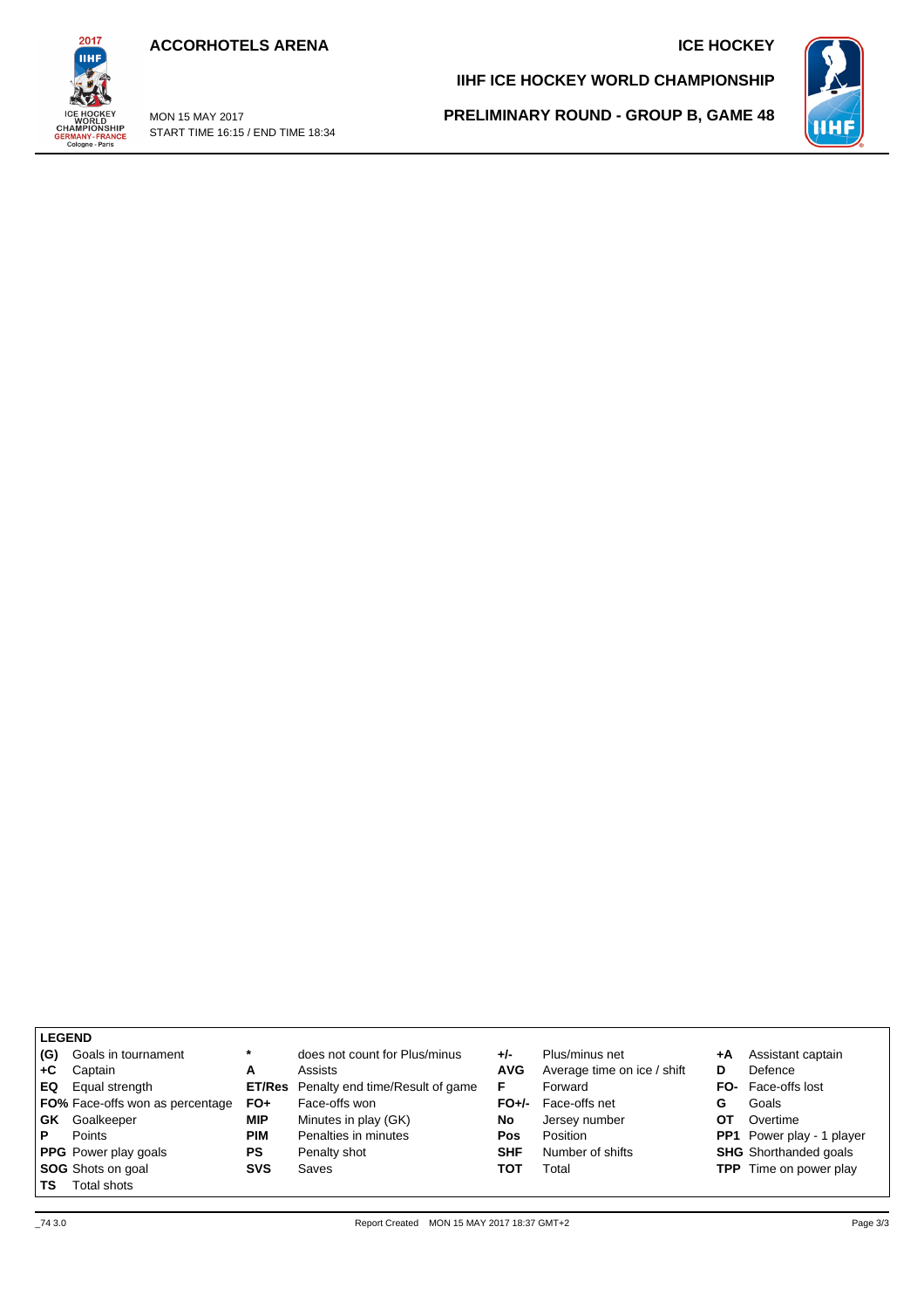## LEGEND

| | | | | | | | |
|---|---|---|---|---|---|---|---|
| **(G)** Goals in tournament | | **\*** | does not count for Plus/minus | **+/-** | Plus/minus net | **+A** | Assistant captain |
| **+C** Captain | | **A** | Assists | **AVG** | Average time on ice / shift | **D** | Defence |
| **EQ** Equal strength | | **ET/Res** | Penalty end time/Result of game | **F** | Forward | **FO-** | Face-offs lost |
| **FO%** Face-offs won as percentage | | **FO+** | Face-offs won | **FO+/-** | Face-offs net | **G** | Goals |
| **GK** Goalkeeper | | **MIP** | Minutes in play (GK) | **No** | Jersey number | **OT** | Overtime |
| **P** Points | | **PIM** | Penalties in minutes | **Pos** | Position | **PP1** | Power play - 1 player |
| **PPG** Power play goals | | **PS** | Penalty shot | **SHF** | Number of shifts | **SHG** | Shorthanded goals |
| **SOG** Shots on goal | | **SVS** | Saves | **TOT** | Total | **TPP** | Time on power play |
| **TS** Total shots | | | | | | | |

_74 3.0 Report Created MON 15 MAY 2017 18:37 GMT+2